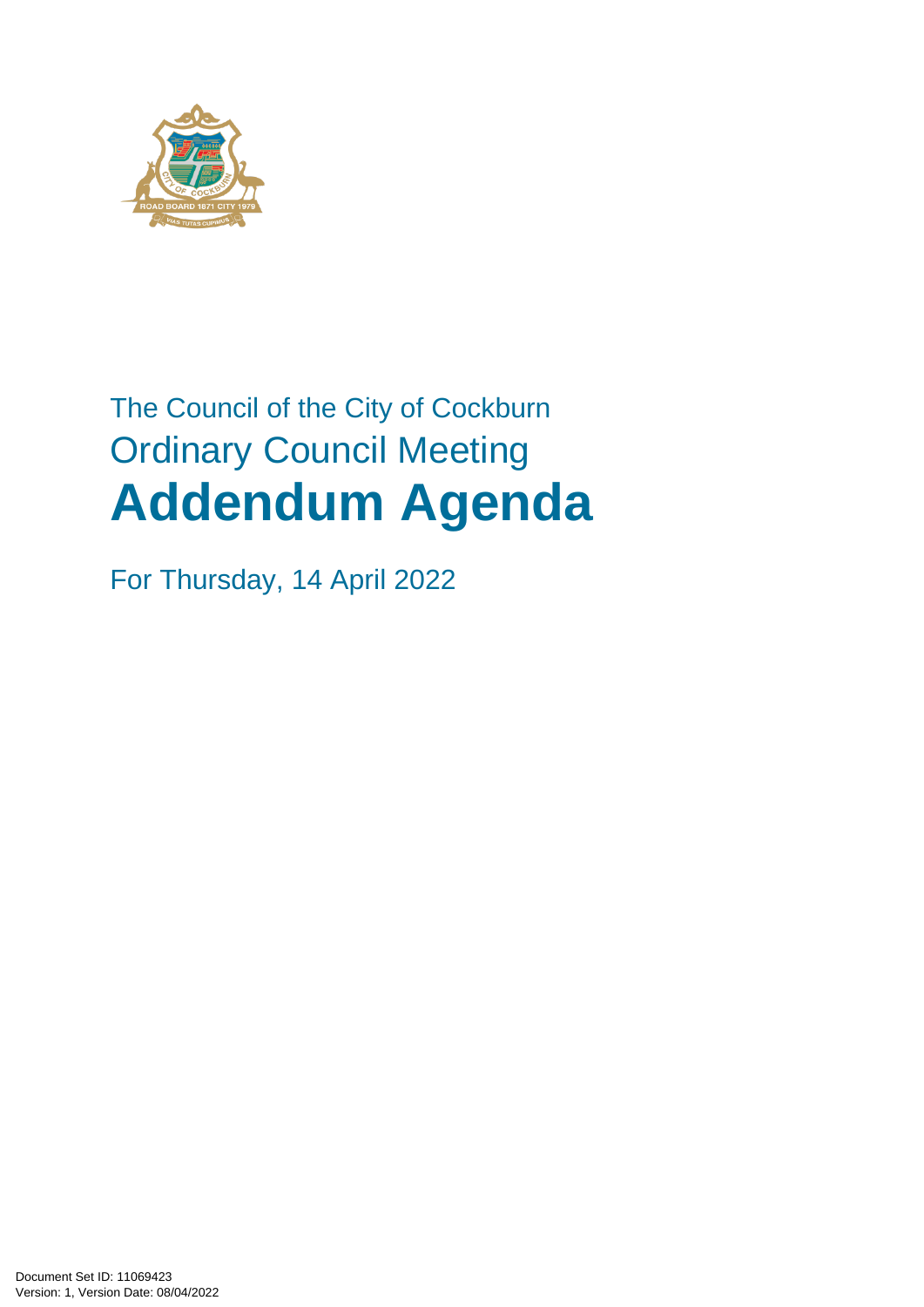The Council of the City of Cockburn

Ordinary Council Meeting

# Addendum Agenda

For Thursday, 14 April 2022

Document Set ID: 11069423
Version: 1, Version Date: 08/04/2022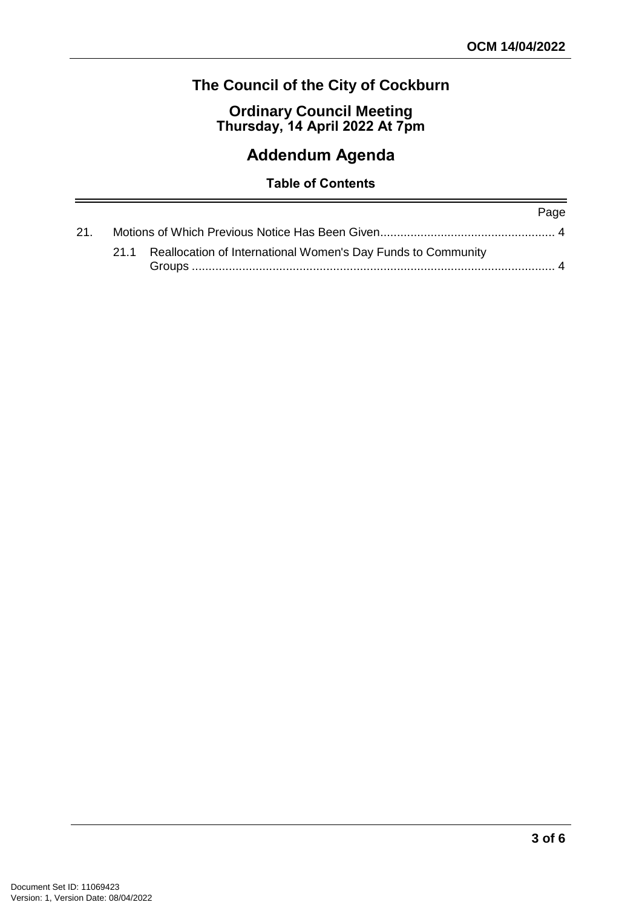# The Council of the City of Cockburn

## Ordinary Council Meeting
## Thursday, 14 April 2022 At 7pm

# Addendum Agenda

### Table of Contents

| | | Page |
|---|---|---|
| 21. | Motions of Which Previous Notice Has Been Given | 4 |
| | 21.1 Reallocation of International Women's Day Funds to Community Groups | 4 |

Document Set ID: 11069423
Version: 1, Version Date: 08/04/2022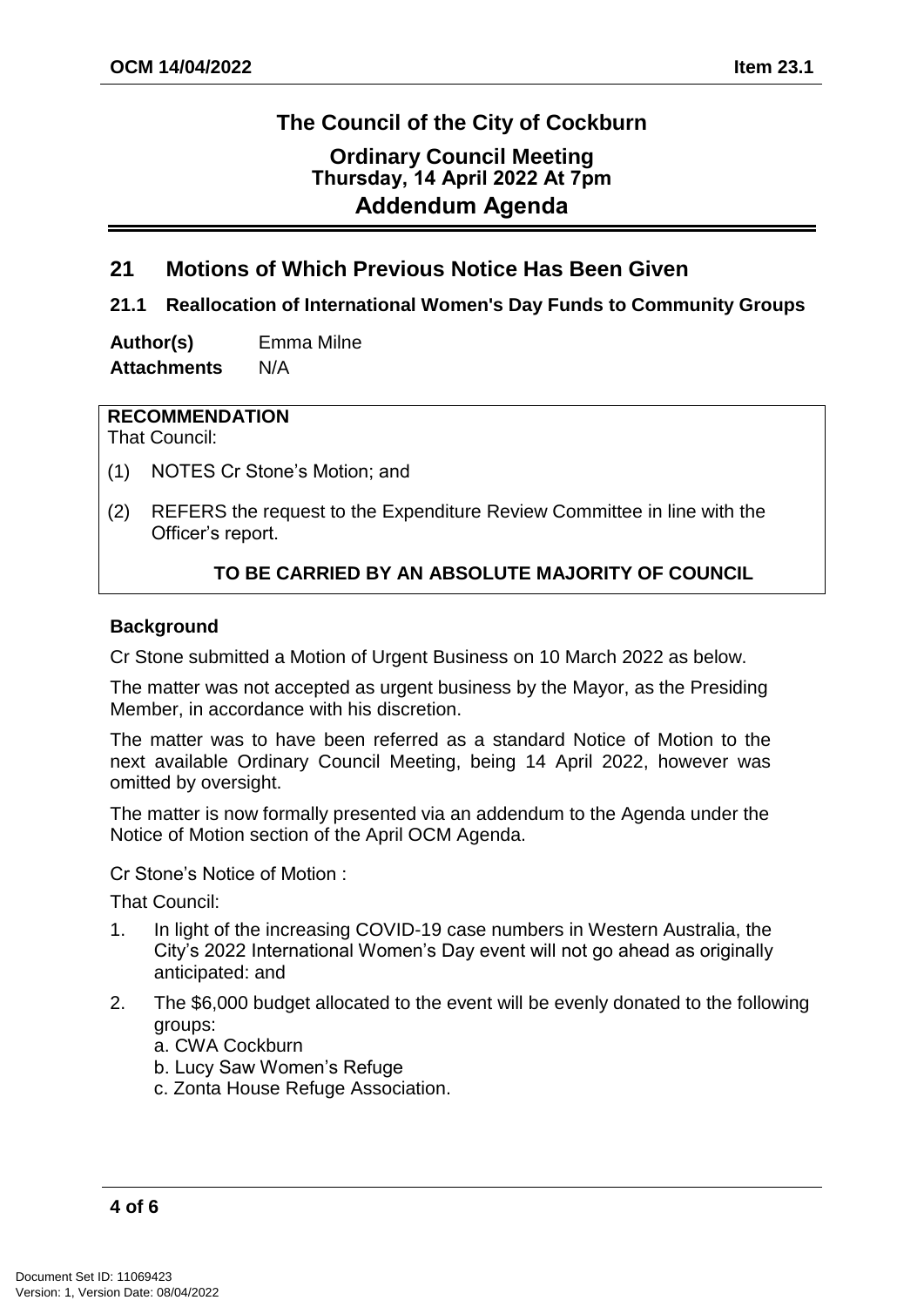# The Council of the City of Cockburn

## Ordinary Council Meeting
### Thursday, 14 April 2022 At 7pm
## Addendum Agenda

## 21 Motions of Which Previous Notice Has Been Given

### 21.1 Reallocation of International Women's Day Funds to Community Groups

**Author(s)** Emma Milne
**Attachments** N/A

**RECOMMENDATION**
That Council:

(1) NOTES Cr Stone's Motion; and

(2) REFERS the request to the Expenditure Review Committee in line with the Officer's report.

**TO BE CARRIED BY AN ABSOLUTE MAJORITY OF COUNCIL**

**Background**

Cr Stone submitted a Motion of Urgent Business on 10 March 2022 as below.

The matter was not accepted as urgent business by the Mayor, as the Presiding Member, in accordance with his discretion.

The matter was to have been referred as a standard Notice of Motion to the next available Ordinary Council Meeting, being 14 April 2022, however was omitted by oversight.

The matter is now formally presented via an addendum to the Agenda under the Notice of Motion section of the April OCM Agenda.

Cr Stone's Notice of Motion :

That Council:

1. In light of the increasing COVID-19 case numbers in Western Australia, the City's 2022 International Women's Day event will not go ahead as originally anticipated: and
2. The $6,000 budget allocated to the event will be evenly donated to the following groups:
   a. CWA Cockburn
   b. Lucy Saw Women's Refuge
   c. Zonta House Refuge Association.

Document Set ID: 11069423
Version: 1, Version Date: 08/04/2022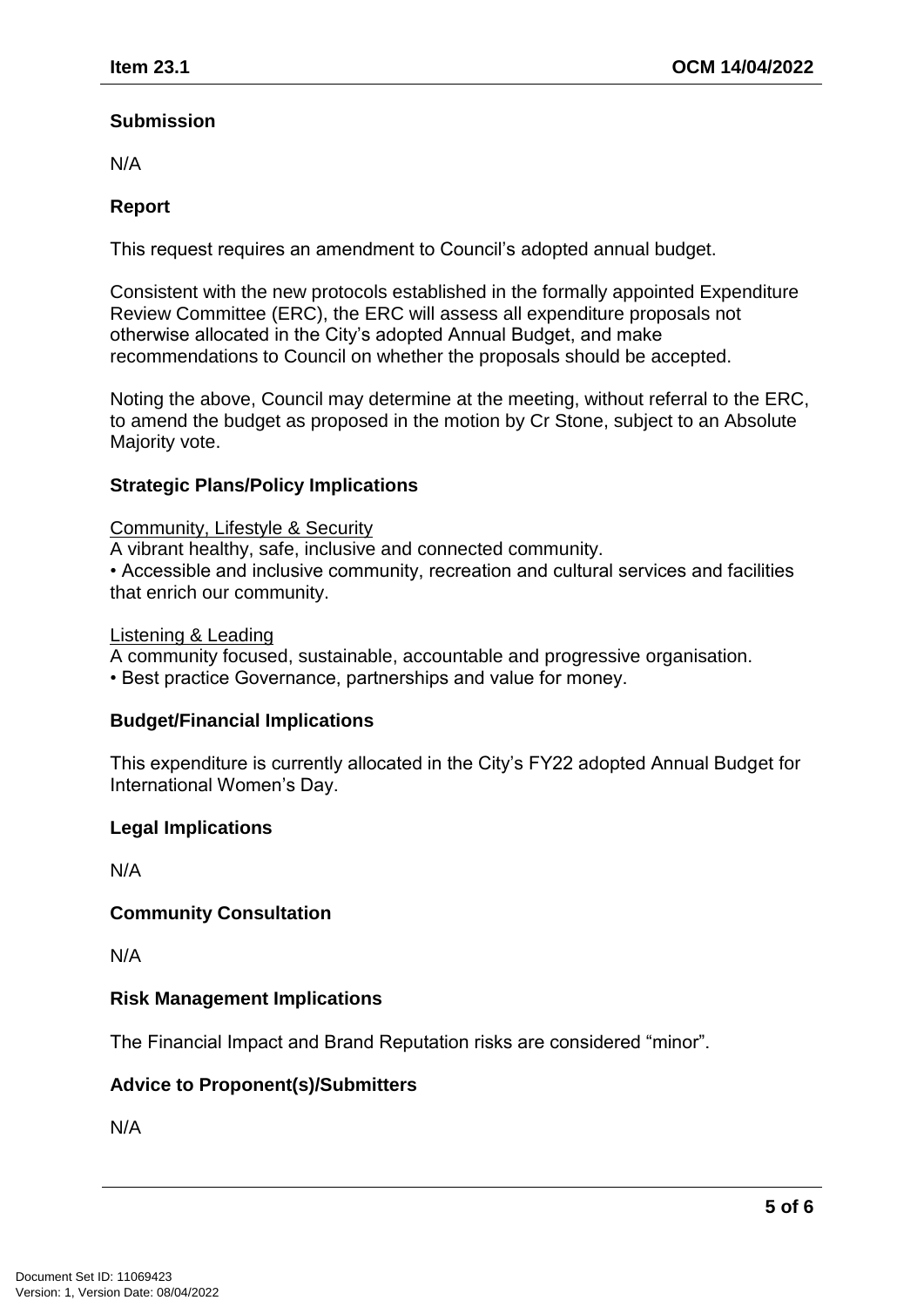### Submission

N/A

### Report

This request requires an amendment to Council's adopted annual budget.

Consistent with the new protocols established in the formally appointed Expenditure Review Committee (ERC), the ERC will assess all expenditure proposals not otherwise allocated in the City's adopted Annual Budget, and make recommendations to Council on whether the proposals should be accepted.

Noting the above, Council may determine at the meeting, without referral to the ERC, to amend the budget as proposed in the motion by Cr Stone, subject to an Absolute Majority vote.

### Strategic Plans/Policy Implications

<u>Community, Lifestyle & Security</u>

A vibrant healthy, safe, inclusive and connected community.

• Accessible and inclusive community, recreation and cultural services and facilities that enrich our community.

<u>Listening & Leading</u>

A community focused, sustainable, accountable and progressive organisation.

• Best practice Governance, partnerships and value for money.

### Budget/Financial Implications

This expenditure is currently allocated in the City's FY22 adopted Annual Budget for International Women's Day.

### Legal Implications

N/A

### Community Consultation

N/A

### Risk Management Implications

The Financial Impact and Brand Reputation risks are considered "minor".

### Advice to Proponent(s)/Submitters

N/A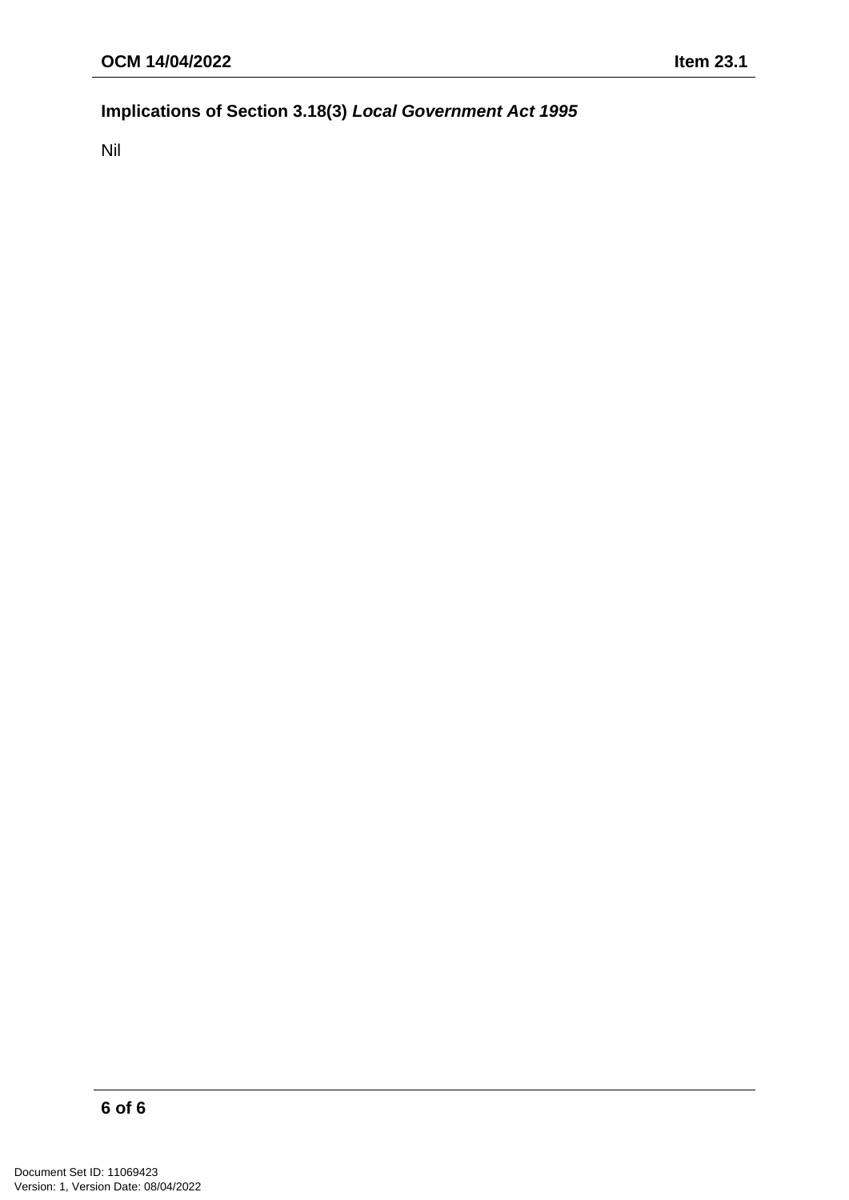### Implications of Section 3.18(3) *Local Government Act 1995*

Nil